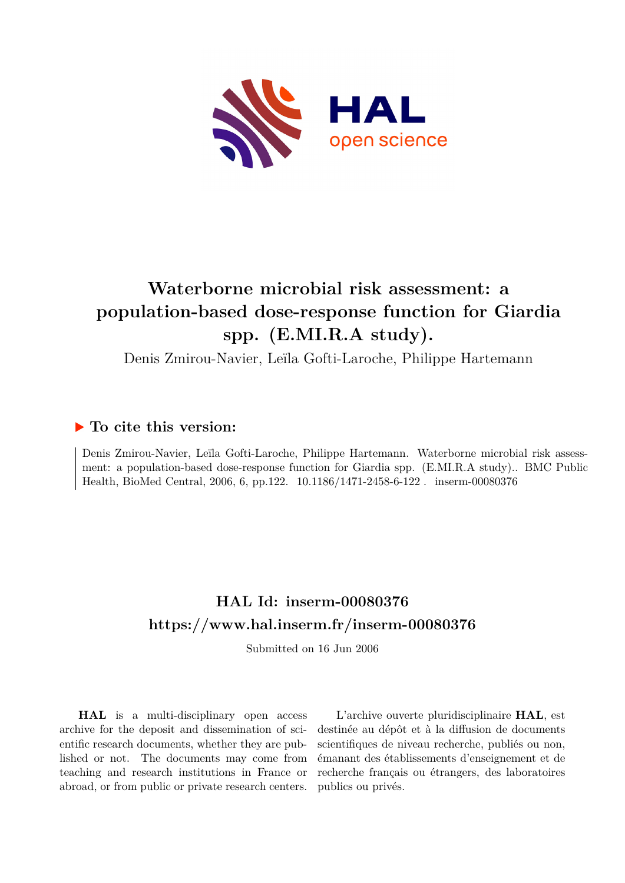# Waterborne microbial risk assessment: a population-based dose-response function for Giardia spp. (E.MI.R.A study).

Denis Zmirou-Navier, Leïla Gofti-Laroche, Philippe Hartemann

## To cite this version:

Denis Zmirou-Navier, Leïla Gofti-Laroche, Philippe Hartemann. Waterborne microbial risk assessment: a population-based dose-response function for Giardia spp. (E.MI.R.A study).. BMC Public Health, BioMed Central, 2006, 6, pp.122. 10.1186/1471-2458-6-122 . inserm-00080376

## HAL Id: inserm-00080376

## https://www.hal.inserm.fr/inserm-00080376

Submitted on 16 Jun 2006

**HAL** is a multi-disciplinary open access archive for the deposit and dissemination of scientific research documents, whether they are published or not. The documents may come from teaching and research institutions in France or abroad, or from public or private research centers.

L'archive ouverte pluridisciplinaire **HAL**, est destinée au dépôt et à la diffusion de documents scientifiques de niveau recherche, publiés ou non, émanant des établissements d'enseignement et de recherche français ou étrangers, des laboratoires publics ou privés.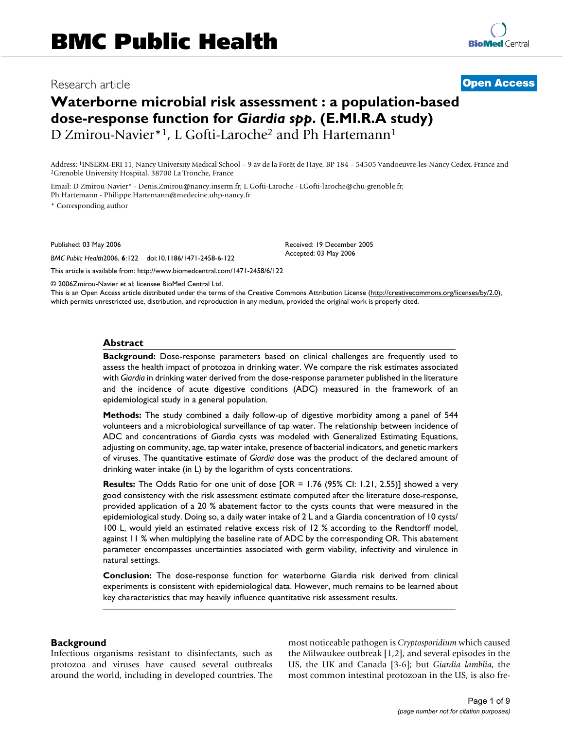# Waterborne microbial risk assessment : a population-based dose-response function for *Giardia spp*. (E.MI.R.A study)

D Zmirou-Navier*[1], L Gofti-Laroche[2] and Ph Hartemann[1]

Address: [1]INSERM-ERI 11, Nancy University Medical School – 9 av de la Forêt de Haye, BP 184 – 54505 Vandoeuvre-les-Nancy Cedex, France and [2]Grenoble University Hospital, 38700 La Tronche, France

Email: D Zmirou-Navier* - Denis.Zmirou@nancy.inserm.fr; L Gofti-Laroche - LGofti-laroche@chu-grenoble.fr; Ph Hartemann - Philippe.Hartemann@medecine.uhp-nancy.fr

\* Corresponding author

Published: 03 May 2006

*BMC Public Health*2006, **6**:122 doi:10.1186/1471-2458-6-122

Received: 19 December 2005
Accepted: 03 May 2006

This article is available from: http://www.biomedcentral.com/1471-2458/6/122

© 2006Zmirou-Navier et al; licensee BioMed Central Ltd.

This is an Open Access article distributed under the terms of the Creative Commons Attribution License (http://creativecommons.org/licenses/by/2.0), which permits unrestricted use, distribution, and reproduction in any medium, provided the original work is properly cited.

## Abstract

**Background:** Dose-response parameters based on clinical challenges are frequently used to assess the health impact of protozoa in drinking water. We compare the risk estimates associated with *Giardia* in drinking water derived from the dose-response parameter published in the literature and the incidence of acute digestive conditions (ADC) measured in the framework of an epidemiological study in a general population.

**Methods:** The study combined a daily follow-up of digestive morbidity among a panel of 544 volunteers and a microbiological surveillance of tap water. The relationship between incidence of ADC and concentrations of *Giardia* cysts was modeled with Generalized Estimating Equations, adjusting on community, age, tap water intake, presence of bacterial indicators, and genetic markers of viruses. The quantitative estimate of *Giardia* dose was the product of the declared amount of drinking water intake (in L) by the logarithm of cysts concentrations.

**Results:** The Odds Ratio for one unit of dose [OR = 1.76 (95% CI: 1.21, 2.55)] showed a very good consistency with the risk assessment estimate computed after the literature dose-response, provided application of a 20 % abatement factor to the cysts counts that were measured in the epidemiological study. Doing so, a daily water intake of 2 L and a Giardia concentration of 10 cysts/100 L, would yield an estimated relative excess risk of 12 % according to the Rendtorff model, against 11 % when multiplying the baseline rate of ADC by the corresponding OR. This abatement parameter encompasses uncertainties associated with germ viability, infectivity and virulence in natural settings.

**Conclusion:** The dose-response function for waterborne Giardia risk derived from clinical experiments is consistent with epidemiological data. However, much remains to be learned about key characteristics that may heavily influence quantitative risk assessment results.

## Background

Infectious organisms resistant to disinfectants, such as protozoa and viruses have caused several outbreaks around the world, including in developed countries. The most noticeable pathogen is *Cryptosporidium* which caused the Milwaukee outbreak [1,2], and several episodes in the US, the UK and Canada [3-6]; but *Giardia lamblia*, the most common intestinal protozoan in the US, is also fre-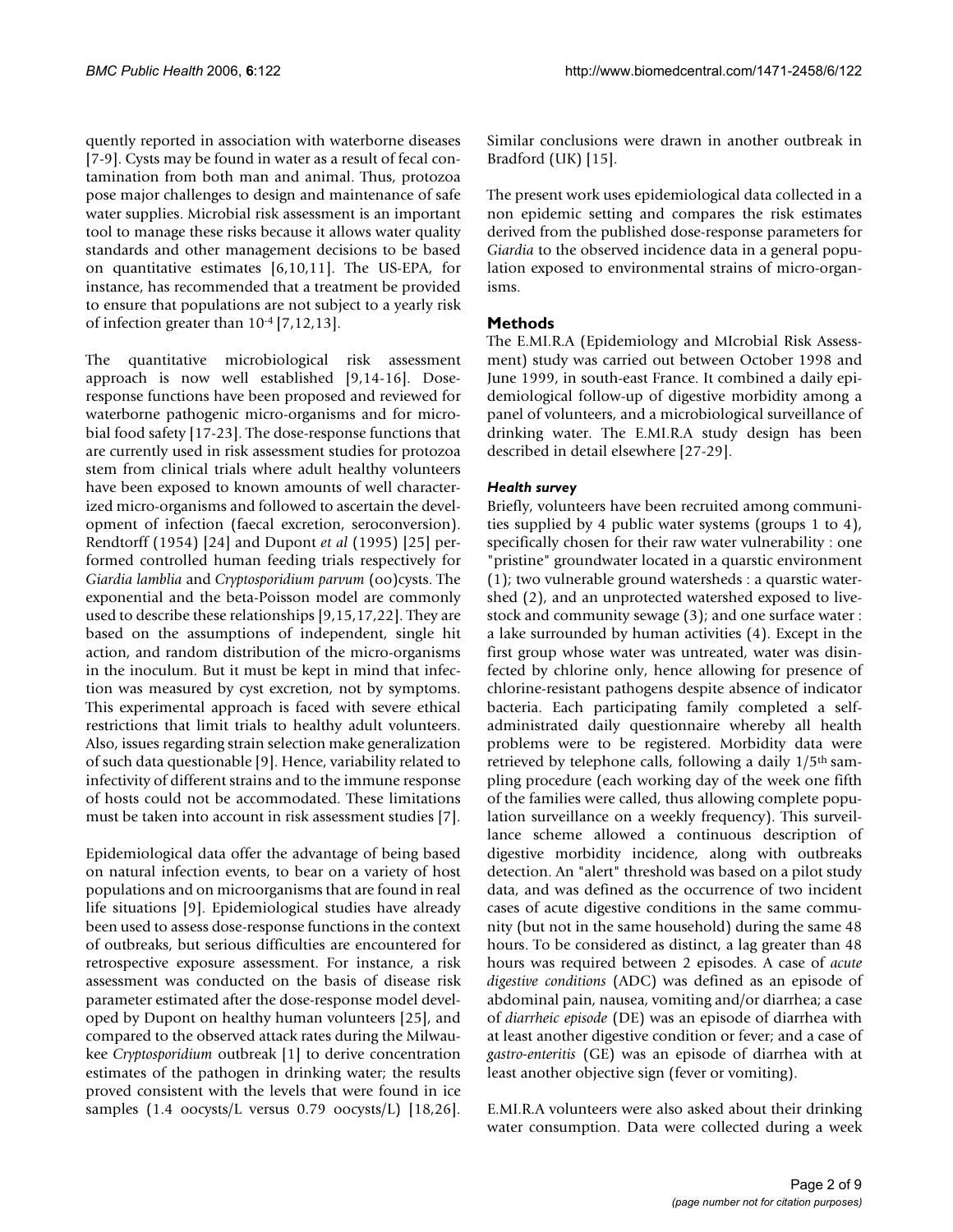quently reported in association with waterborne diseases [7-9]. Cysts may be found in water as a result of fecal contamination from both man and animal. Thus, protozoa pose major challenges to design and maintenance of safe water supplies. Microbial risk assessment is an important tool to manage these risks because it allows water quality standards and other management decisions to be based on quantitative estimates [6,10,11]. The US-EPA, for instance, has recommended that a treatment be provided to ensure that populations are not subject to a yearly risk of infection greater than $10^{-4}$ [7,12,13].

The quantitative microbiological risk assessment approach is now well established [9,14-16]. Dose-response functions have been proposed and reviewed for waterborne pathogenic micro-organisms and for microbial food safety [17-23]. The dose-response functions that are currently used in risk assessment studies for protozoa stem from clinical trials where adult healthy volunteers have been exposed to known amounts of well characterized micro-organisms and followed to ascertain the development of infection (faecal excretion, seroconversion). Rendtorff (1954) [24] and Dupont *et al* (1995) [25] performed controlled human feeding trials respectively for *Giardia lamblia* and *Cryptosporidium parvum* (oo)cysts. The exponential and the beta-Poisson model are commonly used to describe these relationships [9,15,17,22]. They are based on the assumptions of independent, single hit action, and random distribution of the micro-organisms in the inoculum. But it must be kept in mind that infection was measured by cyst excretion, not by symptoms. This experimental approach is faced with severe ethical restrictions that limit trials to healthy adult volunteers. Also, issues regarding strain selection make generalization of such data questionable [9]. Hence, variability related to infectivity of different strains and to the immune response of hosts could not be accommodated. These limitations must be taken into account in risk assessment studies [7].

Epidemiological data offer the advantage of being based on natural infection events, to bear on a variety of host populations and on microorganisms that are found in real life situations [9]. Epidemiological studies have already been used to assess dose-response functions in the context of outbreaks, but serious difficulties are encountered for retrospective exposure assessment. For instance, a risk assessment was conducted on the basis of disease risk parameter estimated after the dose-response model developed by Dupont on healthy human volunteers [25], and compared to the observed attack rates during the Milwaukee *Cryptosporidium* outbreak [1] to derive concentration estimates of the pathogen in drinking water; the results proved consistent with the levels that were found in ice samples (1.4 oocysts/L versus 0.79 oocysts/L) [18,26]. Similar conclusions were drawn in another outbreak in Bradford (UK) [15].

The present work uses epidemiological data collected in a non epidemic setting and compares the risk estimates derived from the published dose-response parameters for *Giardia* to the observed incidence data in a general population exposed to environmental strains of micro-organisms.

## Methods

The E.MI.R.A (Epidemiology and MIcrobial Risk Assessment) study was carried out between October 1998 and June 1999, in south-east France. It combined a daily epidemiological follow-up of digestive morbidity among a panel of volunteers, and a microbiological surveillance of drinking water. The E.MI.R.A study design has been described in detail elsewhere [27-29].

### *Health survey*

Briefly, volunteers have been recruited among communities supplied by 4 public water systems (groups 1 to 4), specifically chosen for their raw water vulnerability : one "pristine" groundwater located in a quarstic environment (1); two vulnerable ground watersheds : a quarstic watershed (2), and an unprotected watershed exposed to livestock and community sewage (3); and one surface water : a lake surrounded by human activities (4). Except in the first group whose water was untreated, water was disinfected by chlorine only, hence allowing for presence of chlorine-resistant pathogens despite absence of indicator bacteria. Each participating family completed a self-administrated daily questionnaire whereby all health problems were to be registered. Morbidity data were retrieved by telephone calls, following a daily 1/5th sampling procedure (each working day of the week one fifth of the families were called, thus allowing complete population surveillance on a weekly frequency). This surveillance scheme allowed a continuous description of digestive morbidity incidence, along with outbreaks detection. An "alert" threshold was based on a pilot study data, and was defined as the occurrence of two incident cases of acute digestive conditions in the same community (but not in the same household) during the same 48 hours. To be considered as distinct, a lag greater than 48 hours was required between 2 episodes. A case of *acute digestive conditions* (ADC) was defined as an episode of abdominal pain, nausea, vomiting and/or diarrhea; a case of *diarrheic episode* (DE) was an episode of diarrhea with at least another digestive condition or fever; and a case of *gastro-enteritis* (GE) was an episode of diarrhea with at least another objective sign (fever or vomiting).

E.MI.R.A volunteers were also asked about their drinking water consumption. Data were collected during a week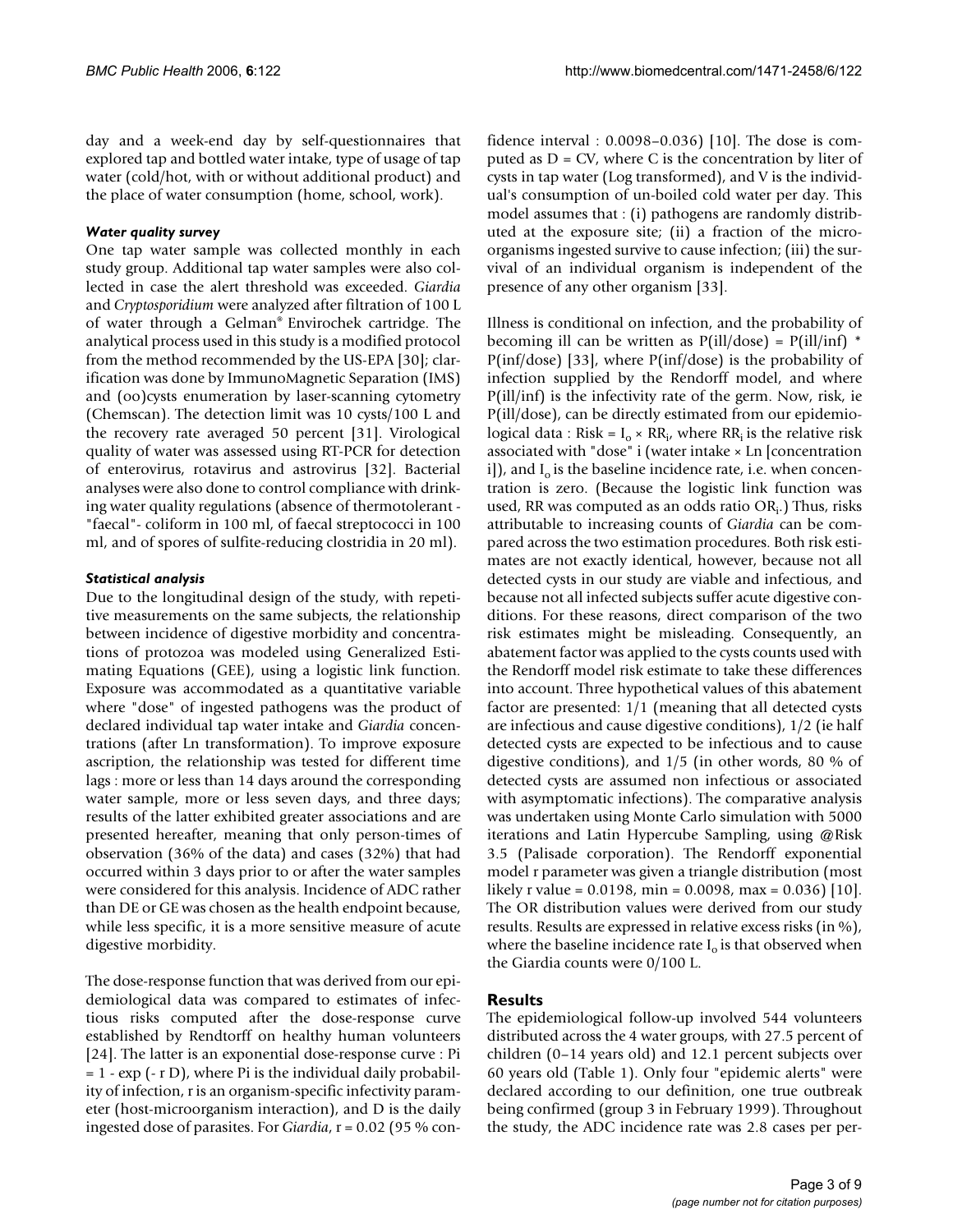day and a week-end day by self-questionnaires that explored tap and bottled water intake, type of usage of tap water (cold/hot, with or without additional product) and the place of water consumption (home, school, work).

#### *Water quality survey*

One tap water sample was collected monthly in each study group. Additional tap water samples were also collected in case the alert threshold was exceeded. *Giardia* and *Cryptosporidium* were analyzed after filtration of 100 L of water through a Gelman® Envirochek cartridge. The analytical process used in this study is a modified protocol from the method recommended by the US-EPA [30]; clarification was done by ImmunoMagnetic Separation (IMS) and (oo)cysts enumeration by laser-scanning cytometry (Chemscan). The detection limit was 10 cysts/100 L and the recovery rate averaged 50 percent [31]. Virological quality of water was assessed using RT-PCR for detection of enterovirus, rotavirus and astrovirus [32]. Bacterial analyses were also done to control compliance with drinking water quality regulations (absence of thermotolerant - "faecal"- coliform in 100 ml, of faecal streptococci in 100 ml, and of spores of sulfite-reducing clostridia in 20 ml).

#### *Statistical analysis*

Due to the longitudinal design of the study, with repetitive measurements on the same subjects, the relationship between incidence of digestive morbidity and concentrations of protozoa was modeled using Generalized Estimating Equations (GEE), using a logistic link function. Exposure was accommodated as a quantitative variable where "dose" of ingested pathogens was the product of declared individual tap water intake and *Giardia* concentrations (after Ln transformation). To improve exposure ascription, the relationship was tested for different time lags : more or less than 14 days around the corresponding water sample, more or less seven days, and three days; results of the latter exhibited greater associations and are presented hereafter, meaning that only person-times of observation (36% of the data) and cases (32%) that had occurred within 3 days prior to or after the water samples were considered for this analysis. Incidence of ADC rather than DE or GE was chosen as the health endpoint because, while less specific, it is a more sensitive measure of acute digestive morbidity.

The dose-response function that was derived from our epidemiological data was compared to estimates of infectious risks computed after the dose-response curve established by Rendtorff on healthy human volunteers [24]. The latter is an exponential dose-response curve : $Pi = 1 - \exp(-rD)$, where Pi is the individual daily probability of infection, r is an organism-specific infectivity parameter (host-microorganism interaction), and D is the daily ingested dose of parasites. For *Giardia*, r = 0.02 (95 % confidence interval : 0.0098–0.036) [10]. The dose is computed as $D = CV$, where C is the concentration by liter of cysts in tap water (Log transformed), and V is the individual's consumption of un-boiled cold water per day. This model assumes that : (i) pathogens are randomly distributed at the exposure site; (ii) a fraction of the microorganisms ingested survive to cause infection; (iii) the survival of an individual organism is independent of the presence of any other organism [33].

Illness is conditional on infection, and the probability of becoming ill can be written as P(ill/dose) = P(ill/inf) * P(inf/dose) [33], where P(inf/dose) is the probability of infection supplied by the Rendorff model, and where P(ill/inf) is the infectivity rate of the germ. Now, risk, ie P(ill/dose), can be directly estimated from our epidemiological data : Risk = $I_o \times RR_i$, where $RR_i$ is the relative risk associated with "dose" i (water intake × Ln [concentration i]), and $I_o$ is the baseline incidence rate, i.e. when concentration is zero. (Because the logistic link function was used, RR was computed as an odds ratio $OR_i$.) Thus, risks attributable to increasing counts of *Giardia* can be compared across the two estimation procedures. Both risk estimates are not exactly identical, however, because not all detected cysts in our study are viable and infectious, and because not all infected subjects suffer acute digestive conditions. For these reasons, direct comparison of the two risk estimates might be misleading. Consequently, an abatement factor was applied to the cysts counts used with the Rendorff model risk estimate to take these differences into account. Three hypothetical values of this abatement factor are presented: 1/1 (meaning that all detected cysts are infectious and cause digestive conditions), 1/2 (ie half detected cysts are expected to be infectious and to cause digestive conditions), and 1/5 (in other words, 80 % of detected cysts are assumed non infectious or associated with asymptomatic infections). The comparative analysis was undertaken using Monte Carlo simulation with 5000 iterations and Latin Hypercube Sampling, using @Risk 3.5 (Palisade corporation). The Rendorff exponential model r parameter was given a triangle distribution (most likely r value = 0.0198, min = 0.0098, max = 0.036) [10]. The OR distribution values were derived from our study results. Results are expressed in relative excess risks (in %), where the baseline incidence rate $I_o$ is that observed when the Giardia counts were 0/100 L.

## Results

The epidemiological follow-up involved 544 volunteers distributed across the 4 water groups, with 27.5 percent of children (0–14 years old) and 12.1 percent subjects over 60 years old (Table 1). Only four "epidemic alerts" were declared according to our definition, one true outbreak being confirmed (group 3 in February 1999). Throughout the study, the ADC incidence rate was 2.8 cases per per-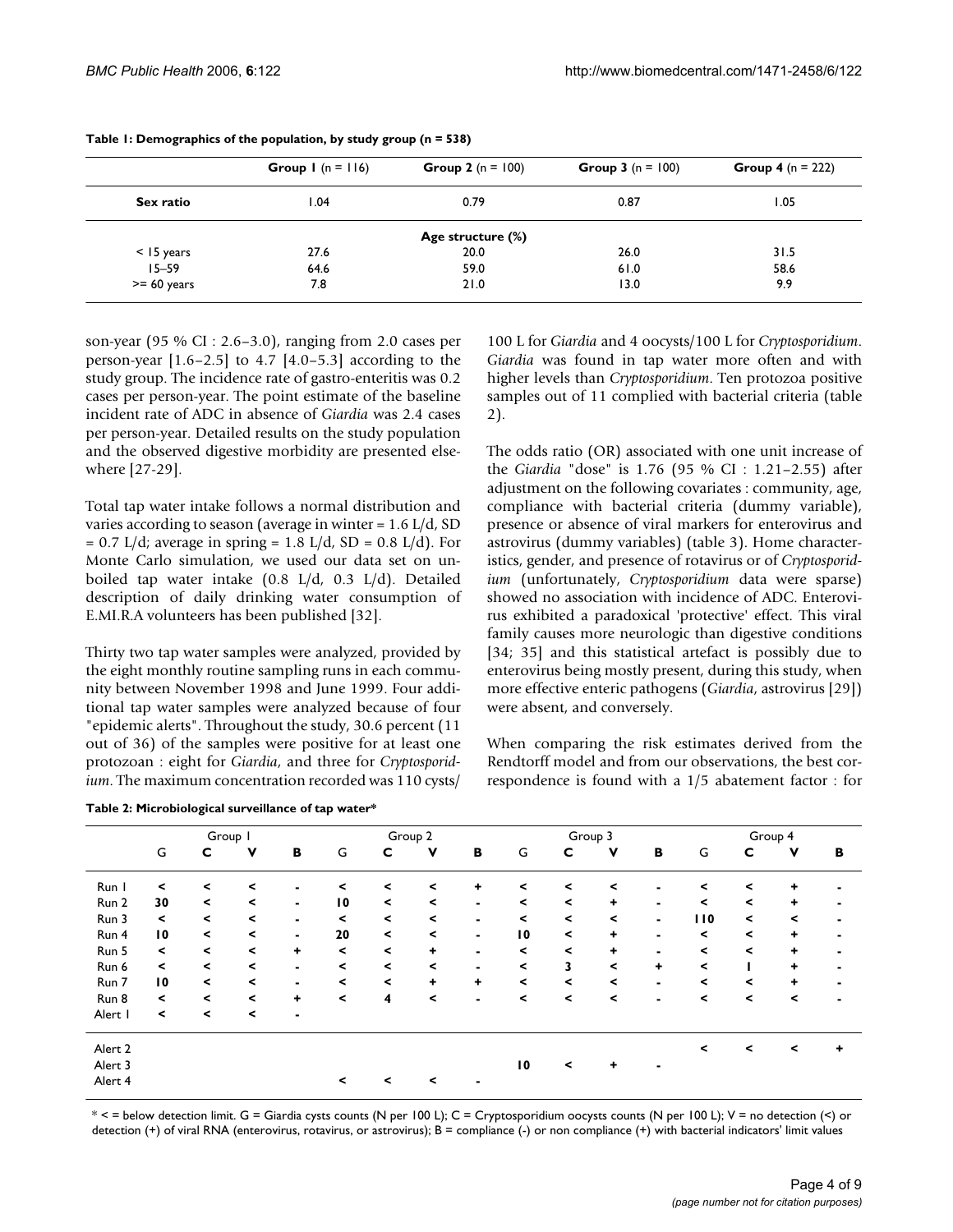**Table 1: Demographics of the population, by study group (n = 538)**

| | **Group 1** (n = 116) | **Group 2** (n = 100) | **Group 3** (n = 100) | **Group 4** (n = 222) |
|---|---|---|---|---|
| **Sex ratio** | 1.04 | 0.79 | 0.87 | 1.05 |
| | | **Age structure (%)** | | |
| < 15 years | 27.6 | 20.0 | 26.0 | 31.5 |
| 15–59 | 64.6 | 59.0 | 61.0 | 58.6 |
| >= 60 years | 7.8 | 21.0 | 13.0 | 9.9 |

son-year (95 % CI : 2.6–3.0), ranging from 2.0 cases per person-year [1.6–2.5] to 4.7 [4.0–5.3] according to the study group. The incidence rate of gastro-enteritis was 0.2 cases per person-year. The point estimate of the baseline incident rate of ADC in absence of *Giardia* was 2.4 cases per person-year. Detailed results on the study population and the observed digestive morbidity are presented elsewhere [27-29].

Total tap water intake follows a normal distribution and varies according to season (average in winter = 1.6 L/d, SD = 0.7 L/d; average in spring = 1.8 L/d, SD = 0.8 L/d). For Monte Carlo simulation, we used our data set on unboiled tap water intake (0.8 L/d, 0.3 L/d). Detailed description of daily drinking water consumption of E.MI.R.A volunteers has been published [32].

Thirty two tap water samples were analyzed, provided by the eight monthly routine sampling runs in each community between November 1998 and June 1999. Four additional tap water samples were analyzed because of four "epidemic alerts". Throughout the study, 30.6 percent (11 out of 36) of the samples were positive for at least one protozoan : eight for *Giardia*, and three for *Cryptosporidium*. The maximum concentration recorded was 110 cysts/100 L for *Giardia* and 4 oocysts/100 L for *Cryptosporidium*. *Giardia* was found in tap water more often and with higher levels than *Cryptosporidium*. Ten protozoa positive samples out of 11 complied with bacterial criteria (table 2).

The odds ratio (OR) associated with one unit increase of the *Giardia* "dose" is 1.76 (95 % CI : 1.21–2.55) after adjustment on the following covariates : community, age, compliance with bacterial criteria (dummy variable), presence or absence of viral markers for enterovirus and astrovirus (dummy variables) (table 3). Home characteristics, gender, and presence of rotavirus or of *Cryptosporidium* (unfortunately, *Cryptosporidium* data were sparse) showed no association with incidence of ADC. Enterovirus exhibited a paradoxical 'protective' effect. This viral family causes more neurologic than digestive conditions [34; 35] and this statistical artefact is possibly due to enterovirus being mostly present, during this study, when more effective enteric pathogens (*Giardia*, astrovirus [29]) were absent, and conversely.

When comparing the risk estimates derived from the Rendtorff model and from our observations, the best correspondence is found with a 1/5 abatement factor : for

**Table 2: Microbiological surveillance of tap water***

| | Group 1 | | | | Group 2 | | | | Group 3 | | | | Group 4 | | | |
|---|---|---|---|---|---|---|---|---|---|---|---|---|---|---|---|---|
| | G | C | V | B | G | C | V | B | G | C | V | B | G | C | V | B |
| Run 1 | < | < | < | - | < | < | < | + | < | < | < | - | < | < | + | - |
| Run 2 | 30 | < | < | - | 10 | < | < | - | < | < | + | - | < | < | + | - |
| Run 3 | < | < | < | - | < | < | < | - | < | < | < | - | 110 | < | < | - |
| Run 4 | 10 | < | < | - | 20 | < | < | - | 10 | < | + | - | < | < | + | - |
| Run 5 | < | < | < | + | < | < | + | - | < | < | + | - | < | < | + | - |
| Run 6 | < | < | < | - | < | < | < | - | < | 3 | < | + | < | 1 | + | - |
| Run 7 | 10 | < | < | - | < | < | + | + | < | < | < | - | < | < | + | - |
| Run 8 | < | < | < | + | < | 4 | < | - | < | < | < | - | < | < | < | - |
| Alert 1 | < | < | < | - | | | | | | | | | | | | |
| Alert 2 | | | | | | | | | | | | | < | < | < | + |
| Alert 3 | | | | | | | | | 10 | < | + | - | | | | |
| Alert 4 | | | | | < | < | < | - | | | | | | | | |

* < = below detection limit. G = Giardia cysts counts (N per 100 L); C = Cryptosporidium oocysts counts (N per 100 L); V = no detection (<) or detection (+) of viral RNA (enterovirus, rotavirus, or astrovirus); B = compliance (-) or non compliance (+) with bacterial indicators' limit values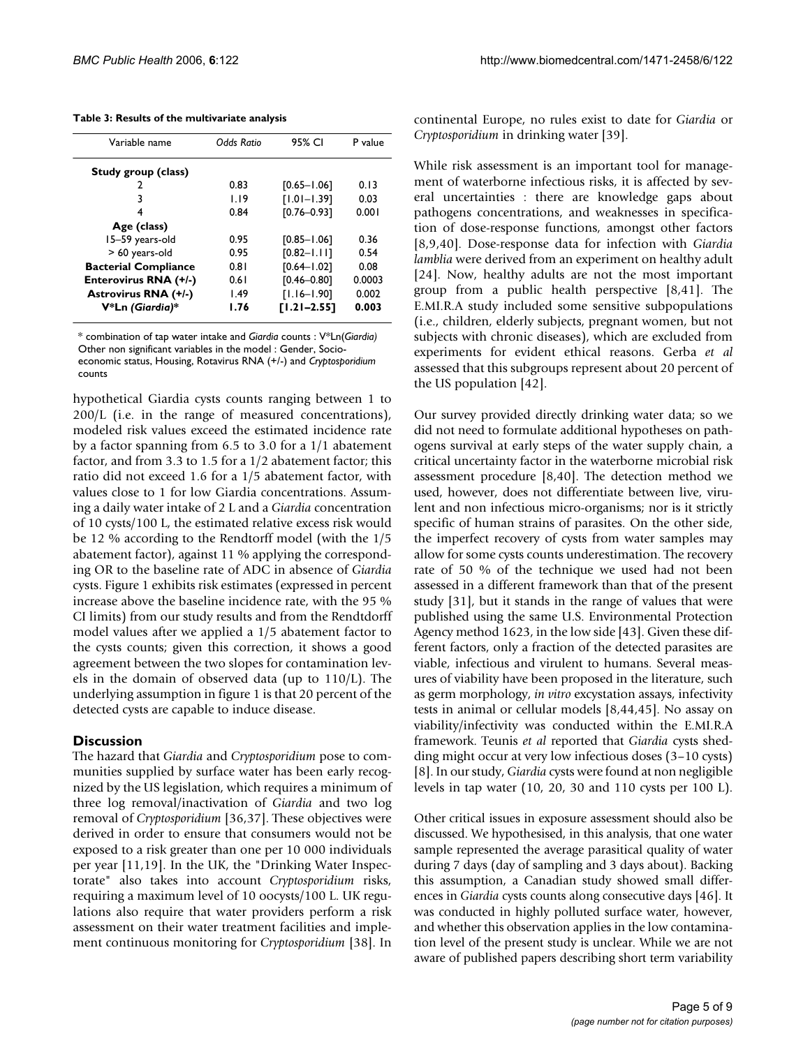**Table 3: Results of the multivariate analysis**

| Variable name | Odds Ratio | 95% CI | P value |
|---|---|---|---|
| **Study group (class)** | | | |
| 2 | 0.83 | [0.65–1.06] | 0.13 |
| 3 | 1.19 | [1.01–1.39] | 0.03 |
| 4 | 0.84 | [0.76–0.93] | 0.001 |
| **Age (class)** | | | |
| 15–59 years-old | 0.95 | [0.85–1.06] | 0.36 |
| > 60 years-old | 0.95 | [0.82–1.11] | 0.54 |
| **Bacterial Compliance** | 0.81 | [0.64–1.02] | 0.08 |
| **Enterovirus RNA (+/-)** | 0.61 | [0.46–0.80] | 0.0003 |
| **Astrovirus RNA (+/-)** | 1.49 | [1.16–1.90] | 0.002 |
| **V*Ln *(Giardia)*** | **1.76** | **[1.21–2.55]** | **0.003** |

* combination of tap water intake and *Giardia* counts : V*Ln(*Giardia*)
Other non significant variables in the model : Gender, Socio-economic status, Housing, Rotavirus RNA (+/-) and *Cryptosporidium* counts

hypothetical Giardia cysts counts ranging between 1 to 200/L (i.e. in the range of measured concentrations), modeled risk values exceed the estimated incidence rate by a factor spanning from 6.5 to 3.0 for a 1/1 abatement factor, and from 3.3 to 1.5 for a 1/2 abatement factor; this ratio did not exceed 1.6 for a 1/5 abatement factor, with values close to 1 for low Giardia concentrations. Assuming a daily water intake of 2 L and a *Giardia* concentration of 10 cysts/100 L, the estimated relative excess risk would be 12 % according to the Rendtorff model (with the 1/5 abatement factor), against 11 % applying the corresponding OR to the baseline rate of ADC in absence of *Giardia* cysts. Figure 1 exhibits risk estimates (expressed in percent increase above the baseline incidence rate, with the 95 % CI limits) from our study results and from the Rendtdorff model values after we applied a 1/5 abatement factor to the cysts counts; given this correction, it shows a good agreement between the two slopes for contamination levels in the domain of observed data (up to 110/L). The underlying assumption in figure 1 is that 20 percent of the detected cysts are capable to induce disease.

## Discussion

The hazard that *Giardia* and *Cryptosporidium* pose to communities supplied by surface water has been early recognized by the US legislation, which requires a minimum of three log removal/inactivation of *Giardia* and two log removal of *Cryptosporidium* [36,37]. These objectives were derived in order to ensure that consumers would not be exposed to a risk greater than one per 10 000 individuals per year [11,19]. In the UK, the "Drinking Water Inspectorate" also takes into account *Cryptosporidium* risks, requiring a maximum level of 10 oocysts/100 L. UK regulations also require that water providers perform a risk assessment on their water treatment facilities and implement continuous monitoring for *Cryptosporidium* [38]. In continental Europe, no rules exist to date for *Giardia* or *Cryptosporidium* in drinking water [39].

While risk assessment is an important tool for management of waterborne infectious risks, it is affected by several uncertainties : there are knowledge gaps about pathogens concentrations, and weaknesses in specification of dose-response functions, amongst other factors [8,9,40]. Dose-response data for infection with *Giardia lamblia* were derived from an experiment on healthy adult [24]. Now, healthy adults are not the most important group from a public health perspective [8,41]. The E.MI.R.A study included some sensitive subpopulations (i.e., children, elderly subjects, pregnant women, but not subjects with chronic diseases), which are excluded from experiments for evident ethical reasons. Gerba *et al* assessed that this subgroups represent about 20 percent of the US population [42].

Our survey provided directly drinking water data; so we did not need to formulate additional hypotheses on pathogens survival at early steps of the water supply chain, a critical uncertainty factor in the waterborne microbial risk assessment procedure [8,40]. The detection method we used, however, does not differentiate between live, virulent and non infectious micro-organisms; nor is it strictly specific of human strains of parasites. On the other side, the imperfect recovery of cysts from water samples may allow for some cysts counts underestimation. The recovery rate of 50 % of the technique we used had not been assessed in a different framework than that of the present study [31], but it stands in the range of values that were published using the same U.S. Environmental Protection Agency method 1623, in the low side [43]. Given these different factors, only a fraction of the detected parasites are viable, infectious and virulent to humans. Several measures of viability have been proposed in the literature, such as germ morphology, *in vitro* excystation assays, infectivity tests in animal or cellular models [8,44,45]. No assay on viability/infectivity was conducted within the E.MI.R.A framework. Teunis *et al* reported that *Giardia* cysts shedding might occur at very low infectious doses (3–10 cysts) [8]. In our study, *Giardia* cysts were found at non negligible levels in tap water (10, 20, 30 and 110 cysts per 100 L).

Other critical issues in exposure assessment should also be discussed. We hypothesised, in this analysis, that one water sample represented the average parasitical quality of water during 7 days (day of sampling and 3 days about). Backing this assumption, a Canadian study showed small differences in *Giardia* cysts counts along consecutive days [46]. It was conducted in highly polluted surface water, however, and whether this observation applies in the low contamination level of the present study is unclear. While we are not aware of published papers describing short term variability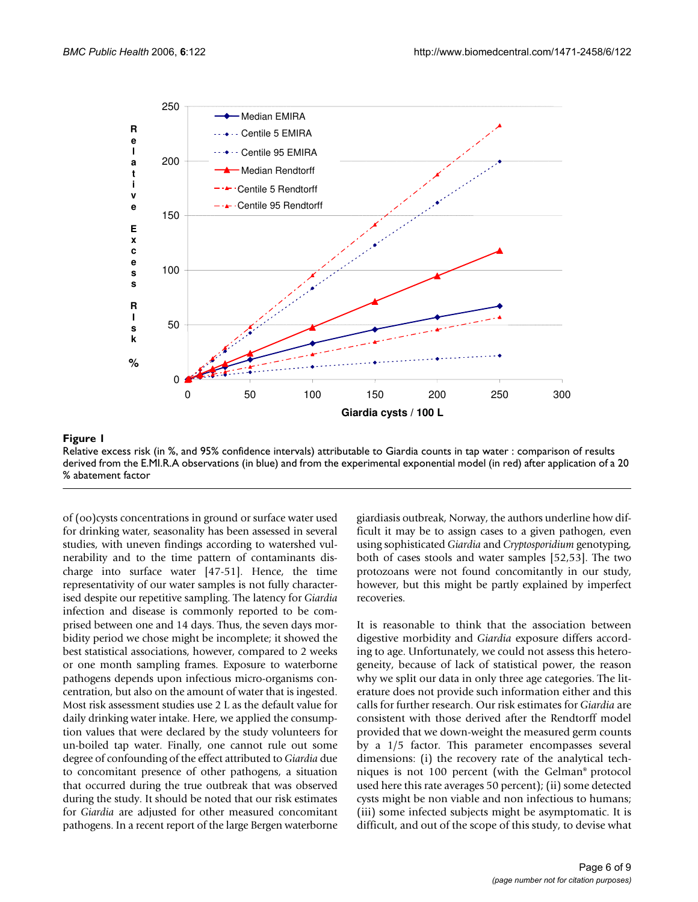**Figure 1**

Relative excess risk (in %, and 95% confidence intervals) attributable to Giardia counts in tap water : comparison of results derived from the E.MI.R.A observations (in blue) and from the experimental exponential model (in red) after application of a 20 % abatement factor

of (oo)cysts concentrations in ground or surface water used for drinking water, seasonality has been assessed in several studies, with uneven findings according to watershed vulnerability and to the time pattern of contaminants discharge into surface water [47-51]. Hence, the time representativity of our water samples is not fully characterised despite our repetitive sampling. The latency for *Giardia* infection and disease is commonly reported to be comprised between one and 14 days. Thus, the seven days morbidity period we chose might be incomplete; it showed the best statistical associations, however, compared to 2 weeks or one month sampling frames. Exposure to waterborne pathogens depends upon infectious micro-organisms concentration, but also on the amount of water that is ingested. Most risk assessment studies use 2 L as the default value for daily drinking water intake. Here, we applied the consumption values that were declared by the study volunteers for un-boiled tap water. Finally, one cannot rule out some degree of confounding of the effect attributed to *Giardia* due to concomitant presence of other pathogens, a situation that occurred during the true outbreak that was observed during the study. It should be noted that our risk estimates for *Giardia* are adjusted for other measured concomitant pathogens. In a recent report of the large Bergen waterborne giardiasis outbreak, Norway, the authors underline how difficult it may be to assign cases to a given pathogen, even using sophisticated *Giardia* and *Cryptosporidium* genotyping, both of cases stools and water samples [52,53]. The two protozoans were not found concomitantly in our study, however, but this might be partly explained by imperfect recoveries.

It is reasonable to think that the association between digestive morbidity and *Giardia* exposure differs according to age. Unfortunately, we could not assess this heterogeneity, because of lack of statistical power, the reason why we split our data in only three age categories. The literature does not provide such information either and this calls for further research. Our risk estimates for *Giardia* are consistent with those derived after the Rendtorff model provided that we down-weight the measured germ counts by a 1/5 factor. This parameter encompasses several dimensions: (i) the recovery rate of the analytical techniques is not 100 percent (with the Gelman® protocol used here this rate averages 50 percent); (ii) some detected cysts might be non viable and non infectious to humans; (iii) some infected subjects might be asymptomatic. It is difficult, and out of the scope of this study, to devise what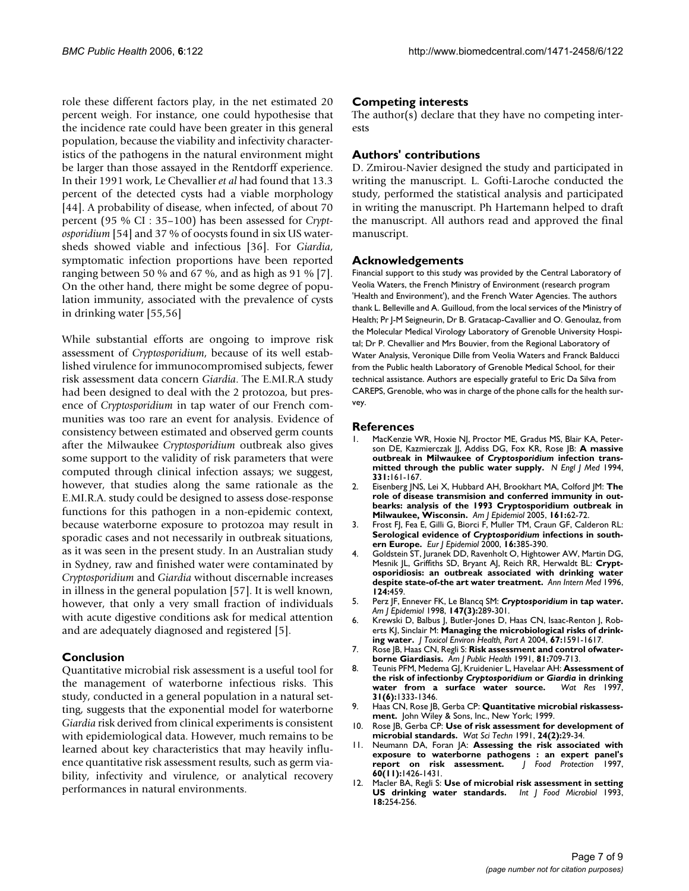role these different factors play, in the net estimated 20 percent weigh. For instance, one could hypothesise that the incidence rate could have been greater in this general population, because the viability and infectivity characteristics of the pathogens in the natural environment might be larger than those assayed in the Rentdorff experience. In their 1991 work, Le Chevallier *et al* had found that 13.3 percent of the detected cysts had a viable morphology [44]. A probability of disease, when infected, of about 70 percent (95 % CI : 35–100) has been assessed for *Cryptosporidium* [54] and 37 % of oocysts found in six US watersheds showed viable and infectious [36]. For *Giardia*, symptomatic infection proportions have been reported ranging between 50 % and 67 %, and as high as 91 % [7]. On the other hand, there might be some degree of population immunity, associated with the prevalence of cysts in drinking water [55,56]

While substantial efforts are ongoing to improve risk assessment of *Cryptosporidium*, because of its well established virulence for immunocompromised subjects, fewer risk assessment data concern *Giardia*. The E.MI.R.A study had been designed to deal with the 2 protozoa, but presence of *Cryptosporidium* in tap water of our French communities was too rare an event for analysis. Evidence of consistency between estimated and observed germ counts after the Milwaukee *Cryptosporidium* outbreak also gives some support to the validity of risk parameters that were computed through clinical infection assays; we suggest, however, that studies along the same rationale as the E.MI.R.A. study could be designed to assess dose-response functions for this pathogen in a non-epidemic context, because waterborne exposure to protozoa may result in sporadic cases and not necessarily in outbreak situations, as it was seen in the present study. In an Australian study in Sydney, raw and finished water were contaminated by *Cryptosporidium* and *Giardia* without discernable increases in illness in the general population [57]. It is well known, however, that only a very small fraction of individuals with acute digestive conditions ask for medical attention and are adequately diagnosed and registered [5].

## Conclusion

Quantitative microbial risk assessment is a useful tool for the management of waterborne infectious risks. This study, conducted in a general population in a natural setting, suggests that the exponential model for waterborne *Giardia* risk derived from clinical experiments is consistent with epidemiological data. However, much remains to be learned about key characteristics that may heavily influence quantitative risk assessment results, such as germ viability, infectivity and virulence, or analytical recovery performances in natural environments.

## Competing interests

The author(s) declare that they have no competing interests

## Authors' contributions

D. Zmirou-Navier designed the study and participated in writing the manuscript. L. Gofti-Laroche conducted the study, performed the statistical analysis and participated in writing the manuscript. Ph Hartemann helped to draft the manuscript. All authors read and approved the final manuscript.

## Acknowledgements

Financial support to this study was provided by the Central Laboratory of Veolia Waters, the French Ministry of Environment (research program 'Health and Environment'), and the French Water Agencies. The authors thank L. Belleville and A. Guilloud, from the local services of the Ministry of Health; Pr J-M Seigneurin, Dr B. Gratacap-Cavallier and O. Genoulaz, from the Molecular Medical Virology Laboratory of Grenoble University Hospital; Dr P. Chevallier and Mrs Bouvier, from the Regional Laboratory of Water Analysis, Veronique Dille from Veolia Waters and Franck Balducci from the Public health Laboratory of Grenoble Medical School, for their technical assistance. Authors are especially grateful to Eric Da Silva from CAREPS, Grenoble, who was in charge of the phone calls for the health survey.

## References

1. MacKenzie WR, Hoxie NJ, Proctor ME, Gradus MS, Blair KA, Peterson DE, Kazmierczak JJ, Addiss DG, Fox KR, Rose JB: **A massive outbreak in Milwaukee of *Cryptosporidium* infection transmitted through the public water supply.** *N Engl J Med* 1994, **331:**161-167.
2. Eisenberg JNS, Lei X, Hubbard AH, Brookhart MA, Colford JM: **The role of disease transmision and conferred immunity in outbearks: analysis of the 1993 Cryptosporidium outbreak in Milwaukee, Wisconsin.** *Am J Epidemiol* 2005, **161:**62-72.
3. Frost FJ, Fea E, Gilli G, Biorci F, Muller TM, Craun GF, Calderon RL: **Serological evidence of *Cryptosporidium* infections in southern Europe.** *Eur J Epidemiol* 2000, **16:**385-390.
4. Goldstein ST, Juranek DD, Ravenholt O, Hightower AW, Martin DG, Mesnik JL, Griffiths SD, Bryant AJ, Reich RR, Herwaldt BL: **Cryptosporidiosis: an outbreak associated with drinking water despite state-of-the art water treatment.** *Ann Intern Med* 1996, **124:**459.
5. Perz JF, Ennever FK, Le Blancq SM: ***Cryptosporidium* in tap water.** *Am J Epidemiol* 1998, **147(3):**289-301.
6. Krewski D, Balbus J, Butler-Jones D, Haas CN, Isaac-Renton J, Roberts KJ, Sinclair M: **Managing the microbiological risks of drinking water.** *J Toxicol Environ Health, Part A* 2004, **67:**1591-1617.
7. Rose JB, Haas CN, Regli S: **Risk assessment and control ofwaterborne Giardiasis.** *Am J Public Health* 1991, **81:**709-713.
8. Teunis PFM, Medema GJ, Kruidenier L, Havelaar AH: **Assessment of the risk of infectionby *Cryptosporidium* or *Giardia* in drinking water from a surface water source.** *Wat Res* 1997, **31(6):**1333-1346.
9. Haas CN, Rose JB, Gerba CP: **Quantitative microbial riskassessment.** John Wiley & Sons, Inc., New York; 1999.
10. Rose JB, Gerba CP: **Use of risk assessment for development of microbial standards.** *Wat Sci Techn* 1991, **24(2):**29-34.
11. Neumann DA, Foran JA: **Assessing the risk associated with exposure to waterborne pathogens : an expert panel's report on risk assessment.** *J Food Protection* 1997, **60(11):**1426-1431.
12. Macler BA, Regli S: **Use of microbial risk assessment in setting US drinking water standards.** *Int J Food Microbiol* 1993, **18:**254-256.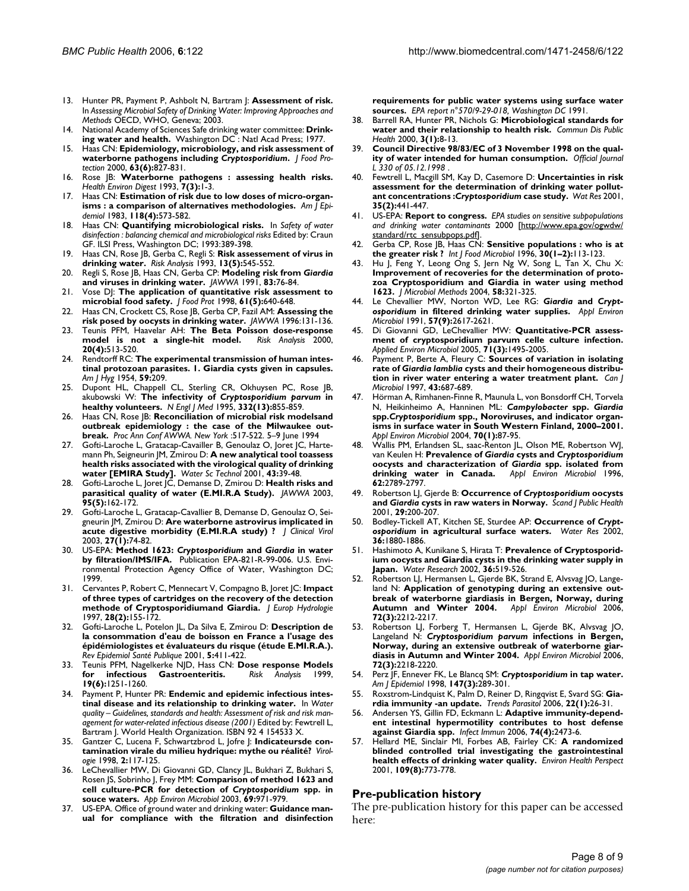13. Hunter PR, Payment P, Ashbolt N, Bartram J: **Assessment of risk.** In *Assessing Microbial Safety of Drinking Water: Improving Approaches and Methods* OECD, WHO, Geneva; 2003.
14. National Academy of Sciences Safe drinking water committee: **Drinking water and health.** Washington DC : Natl Acad Press; 1977.
15. Haas CN: **Epidemiology, microbiology, and risk assessment of waterborne pathogens including *Cryptosporidium*.** *J Food Protection* 2000, **63(6):**827-831.
16. Rose JB: **Waterborne pathogens : assessing health risks.** *Health Environ Digest* 1993, **7(3):**1-3.
17. Haas CN: **Estimation of risk due to low doses of micro-organisms : a comparison of alternatives methodologies.** *Am J Epidemiol* 1983, **118(4):**573-582.
18. Haas CN: **Quantifying microbiological risks.** In *Safety of water disinfection : balancing chemical and microbiological risks* Edited by: Craun GF. ILSI Press, Washington DC; 1993:389-398.
19. Haas CN, Rose JB, Gerba C, Regli S: **Risk assessement of virus in drinking water.** *Risk Analysis* 1993, **13(5):**545-552.
20. Regli S, Rose JB, Haas CN, Gerba CP: **Modeling risk from *Giardia* and viruses in drinking water.** *JAWWA* 1991, **83:**76-84.
21. Vose DJ: **The application of quantitative risk assessment to microbial food safety.** *J Food Prot* 1998, **61(5):**640-648.
22. Haas CN, Crockett CS, Rose JB, Gerba CP, Fazil AM: **Assessing the risk posed by oocysts in drinking water.** *JAWWA* 1996:131-136.
23. Teunis PFM, Haavelar AH: **The Beta Poisson dose-response model is not a single-hit model.** *Risk Analysis* 2000, **20(4):**513-520.
24. Rendtorff RC: **The experimental transmission of human intestinal protozoan parasites. 1. Giardia cysts given in capsules.** *Am J Hyg* 1954, **59:**209.
25. Dupont HL, Chappell CL, Sterling CR, Okhuysen PC, Rose JB, akubowski W: **The infectivity of *Cryptosporidium parvum* in healthy volunteers.** *N Engl J Med* 1995, **332(13):**855-859.
26. Haas CN, Rose JB: **Reconciliation of microbial risk modelsand outbreak epidemiology : the case of the Milwaukee outbreak.** *Proc Ann Conf AWWA. New York* :517-522. 5–9 June 1994
27. Gofti-Laroche L, Gratacap-Cavailler B, Genoulaz O, Joret JC, Hartemann Ph, Seigneurin JM, Zmirou D: **A new analytical tool toassess health risks associated with the virological quality of drinking water [EMIRA Study].** *Water Sc Technol* 2001, **43:**39-48.
28. Gofti-Laroche L, Joret JC, Demanse D, Zmirou D: **Health risks and parasitical quality of water (E.MI.R.A Study).** *JAWWA* 2003, **95(5):**162-172.
29. Gofti-Laroche L, Gratacap-Cavallier B, Demanse D, Genoulaz O, Seigneurin JM, Zmirou D: **Are waterborne astrovirus implicated in acute digestive morbidity (E.MI.R.A study) ?** *J Clinical Virol* 2003, **27(1):**74-82.
30. US-EPA: **Method 1623: *Cryptosporidium* and *Giardia* in water by filtration/IMS/IFA.** Publication EPA-821-R-99-006. U.S. Environmental Protection Agency Office of Water, Washington DC; 1999.
31. Cervantes P, Robert C, Mennecart V, Compagno B, Joret JC: **Impact of three types of cartridges on the recovery of the detection methode of Cryptosporidiumand Giardia.** *J Europ Hydrologie* 1997, **28(2):**155-172.
32. Gofti-Laroche L, Potelon JL, Da Silva E, Zmirou D: **Description de la consommation d'eau de boisson en France a l'usage des épidémiologistes et évaluateurs du risque (étude E.MI.R.A.).** *Rev Epidemiol Santé Publique* 2001, **5:**411-422.
33. Teunis PFM, Nagelkerke NJD, Hass CN: **Dose response Models for infectious Gastroenteritis.** *Risk Analysis* 1999, **19(6):**1251-1260.
34. Payment P, Hunter PR: **Endemic and epidemic infectious intestinal disease and its relationship to drinking water.** In *Water quality – Guidelines, standards and health: Assessment of risk and risk management for water-related infectious disease (2001)* Edited by: Fewtrell L, Bartram J. World Health Organization. ISBN 92 4 154533 X.
35. Gantzer C, Lucena F, Schwartzbrod L, Jofre J: **Indicateursde contamination virale du milieu hydrique: mythe ou réalité?** *Virologie* 1998, **2:**117-125.
36. LeChevallier MW, Di Giovanni GD, Clancy JL, Bukhari Z, Bukhari S, Rosen JS, Sobrinho J, Frey MM: **Comparison of method 1623 and cell culture-PCR for detection of *Cryptosporidium* spp. in souce waters.** *App Environ Microbiol* 2003, **69:**971-979.
37. US-EPA. Office of ground water and drinking water: **Guidance manual for compliance with the filtration and disinfection requirements for public water systems using surface water sources.** *EPA report n°570/9-29-018, Washington DC* 1991.
38. Barrell RA, Hunter PR, Nichols G: **Microbiological standards for water and their relationship to health risk.** *Commun Dis Public Health* 2000, **3(1):**8-13.
39. **Council Directive 98/83/EC of 3 November 1998 on the quality of water intended for human consumption.** *Official Journal L 330 of 05.12.1998* .
40. Fewtrell L, Macgill SM, Kay D, Casemore D: **Uncertainties in risk assessment for the determination of drinking water pollutant concentrations :*Cryptosporidium* case study.** *Wat Res* 2001, **35(2):**441-447.
41. US-EPA: **Report to congress.** *EPA studies on sensitive subpopulations and drinking water contaminants* 2000 [http://www.epa.gov/ogwdw/standard/rtc_sensubpops.pdf].
42. Gerba CP, Rose JB, Haas CN: **Sensitive populations : who is at the greater risk ?** *Int J Food Microbiol* 1996, **30(1–2):**113-123.
43. Hu J, Feng Y, Leong Ong S, Jern Ng W, Song L, Tan X, Chu X: **Improvement of recoveries for the determination of protozoa Cryptosporidium and Giardia in water using method 1623.** *J Microbiol Methods* 2004, **58:**321-325.
44. Le Chevallier MW, Norton WD, Lee RG: ***Giardia* and *Cryptosporidium* in filtered drinking water supplies.** *Appl Environ Microbiol* 1991, **57(9):**2617-2621.
45. Di Giovanni GD, LeChevallier MW: **Quantitative-PCR assessment of cryptosporidium parvum celle culture infection.** *Applied Environ Microbiol* 2005, **71(3):**1495-2005.
46. Payment P, Berte A, Fleury C: **Sources of variation in isolating rate of *Giardia lamblia* cysts and their homogeneous distribution in river water entering a water treatment plant.** *Can J Microbiol* 1997, **43:**687-689.
47. Hörman A, Rimhanen-Finne R, Maunula L, von Bonsdorff CH, Torvela N, Heikinheimo A, Hanninen ML: ***Campylobacter* spp. *Giardia* spp.*Cryptosporidium* spp., Noroviruses, and indicator organisms in surface water in South Western Finland, 2000–2001.** *Appl Environ Microbiol* 2004, **70(1):**87-95.
48. Wallis PM, Erlandsen SL, saac-Renton JL, Olson ME, Robertson WJ, van Keulen H: **Prevalence of *Giardia* cysts and *Cryptosporidium* oocysts and characterization of *Giardia* spp. isolated from drinking water in Canada.** *Appl Environ Microbiol* 1996, **62:**2789-2797.
49. Robertson LJ, Gjerde B: **Occurrence of *Cryptosporidium* oocysts and *Giardia* cysts in raw waters in Norway.** *Scand J Public Health* 2001, **29:**200-207.
50. Bodley-Tickell AT, Kitchen SE, Sturdee AP: **Occurrence of *Cryptosporidium* in agricultural surface waters.** *Water Res* 2002, **36:**1880-1886.
51. Hashimoto A, Kunikane S, Hirata T: **Prevalence of Cryptosporidium oocysts and Giardia cysts in the drinking water supply in Japan.** *Water Research* 2002, **36:**519-526.
52. Robertson LJ, Hermansen L, Gjerde BK, Strand E, Alvsvag JO, Langeland N: **Application of genotyping during an extensive outbreak of waterborne giardiasis in Bergen, Norway, during Autumn and Winter 2004.** *Appl Environ Microbiol* 2006, **72(3):**2212-2217.
53. Robertson LJ, Forberg T, Hermansen L, Gjerde BK, Alvsvag JO, Langeland N: ***Cryptosporidium parvum* infections in Bergen, Norway, during an extensive outbreak of waterborne giardiasis in Autumn and Winter 2004.** *Appl Environ Microbiol* 2006, **72(3):**2218-2220.
54. Perz JF, Ennever FK, Le Blancq SM: ***Cryptosporidium* in tap water.** *Am J Epidemiol* 1998, **147(3):**289-301.
55. Roxstrom-Lindquist K, Palm D, Reiner D, Ringqvist E, Svard SG: **Giardia immunity -an update.** *Trends Parasitol* 2006, **22(1):**26-31.
56. Andersen YS, Gillin FD, Eckmann L: **Adaptive immunity-dependent intestinal hypermotility contributes to host defense against Giardia spp.** *Infect Immun* 2006, **74(4):**2473-6.
57. Hellard ME, Sinclair MI, Forbes AB, Fairley CK: **A randomized blinded controlled trial investigating the gastrointestinal health effects of drinking water quality.** *Environ Health Perspect* 2001, **109(8):**773-778.

## Pre-publication history

The pre-publication history for this paper can be accessed here: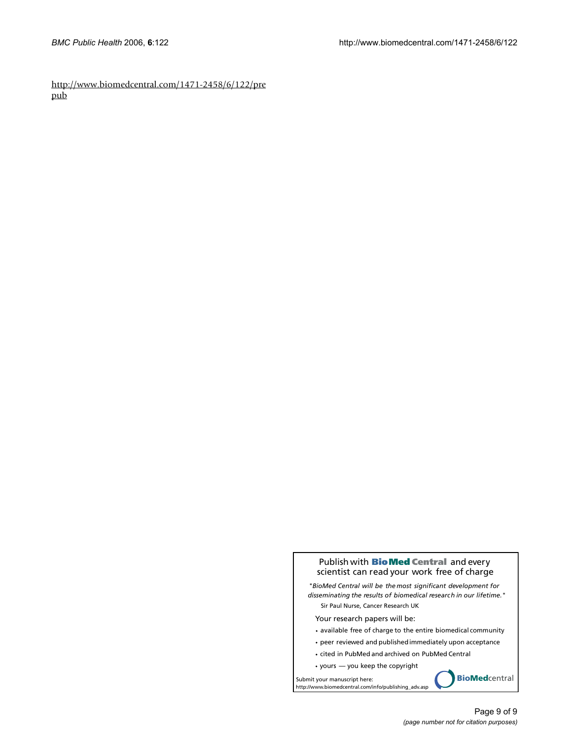http://www.biomedcentral.com/1471-2458/6/122/prepub

Publish with **BioMed Central** and every scientist can read your work free of charge

*"BioMed Central will be the most significant development for disseminating the results of biomedical research in our lifetime."*

Sir Paul Nurse, Cancer Research UK

Your research papers will be:

- available free of charge to the entire biomedical community
- peer reviewed and published immediately upon acceptance
- cited in PubMed and archived on PubMed Central
- yours — you keep the copyright

Submit your manuscript here:
http://www.biomedcentral.com/info/publishing_adv.asp

**BioMed**central